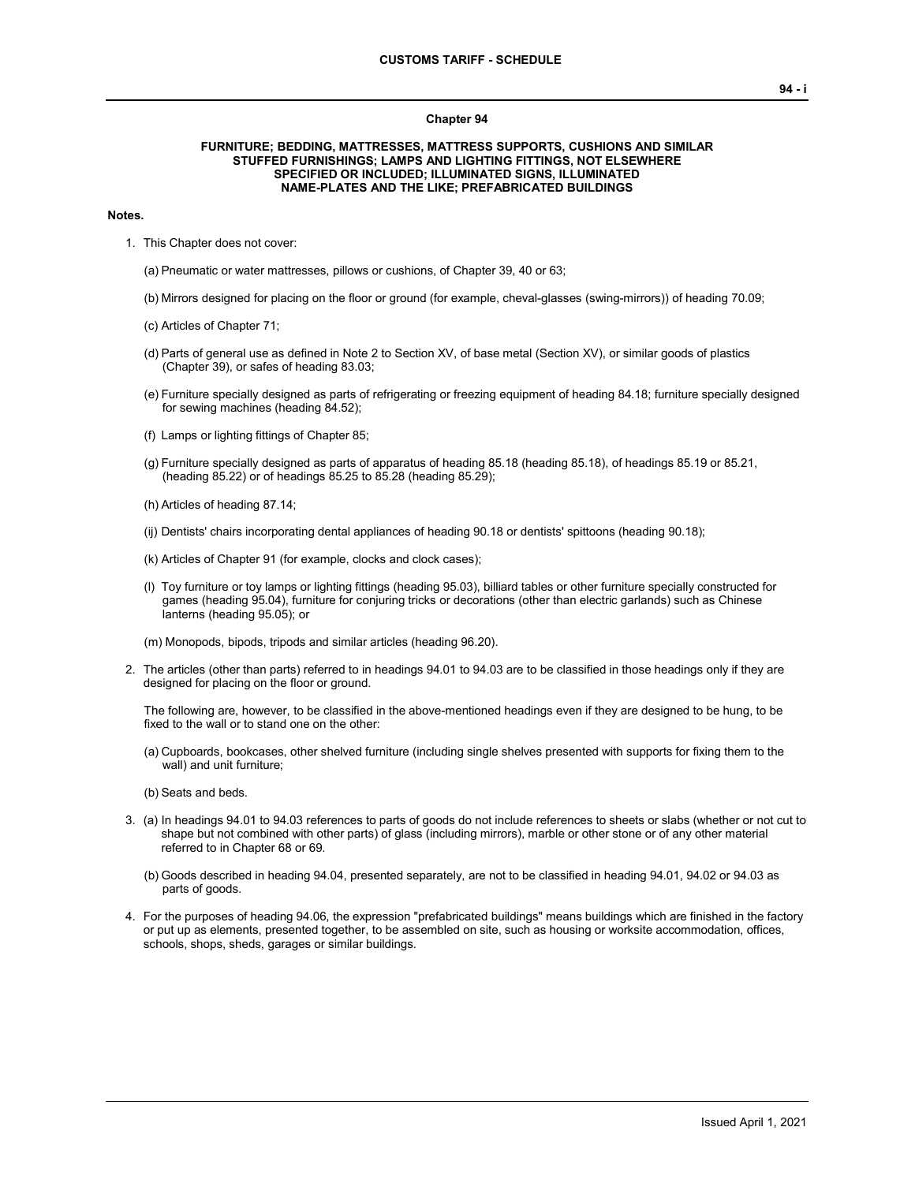# Chapter 94

## FURNITURE; BEDDING, MATTRESSES, MATTRESS SUPPORTS, CUSHIONS AND SIMILAR STUFFED FURNISHINGS; LAMPS AND LIGHTING FITTINGS, NOT ELSEWHERE SPECIFIED OR INCLUDED; ILLUMINATED SIGNS, ILLUMINATED NAME-PLATES AND THE LIKE; PREFABRICATED BUILDINGS

**Notes.**

1. This Chapter does not cover:

   (a) Pneumatic or water mattresses, pillows or cushions, of Chapter 39, 40 or 63;

   (b) Mirrors designed for placing on the floor or ground (for example, cheval-glasses (swing-mirrors)) of heading 70.09;

   (c) Articles of Chapter 71;

   (d) Parts of general use as defined in Note 2 to Section XV, of base metal (Section XV), or similar goods of plastics (Chapter 39), or safes of heading 83.03;

   (e) Furniture specially designed as parts of refrigerating or freezing equipment of heading 84.18; furniture specially designed for sewing machines (heading 84.52);

   (f) Lamps or lighting fittings of Chapter 85;

   (g) Furniture specially designed as parts of apparatus of heading 85.18 (heading 85.18), of headings 85.19 or 85.21, (heading 85.22) or of headings 85.25 to 85.28 (heading 85.29);

   (h) Articles of heading 87.14;

   (ij) Dentists' chairs incorporating dental appliances of heading 90.18 or dentists' spittoons (heading 90.18);

   (k) Articles of Chapter 91 (for example, clocks and clock cases);

   (l) Toy furniture or toy lamps or lighting fittings (heading 95.03), billiard tables or other furniture specially constructed for games (heading 95.04), furniture for conjuring tricks or decorations (other than electric garlands) such as Chinese lanterns (heading 95.05); or

   (m) Monopods, bipods, tripods and similar articles (heading 96.20).

2. The articles (other than parts) referred to in headings 94.01 to 94.03 are to be classified in those headings only if they are designed for placing on the floor or ground.

   The following are, however, to be classified in the above-mentioned headings even if they are designed to be hung, to be fixed to the wall or to stand one on the other:

   (a) Cupboards, bookcases, other shelved furniture (including single shelves presented with supports for fixing them to the wall) and unit furniture;

   (b) Seats and beds.

3. (a) In headings 94.01 to 94.03 references to parts of goods do not include references to sheets or slabs (whether or not cut to shape but not combined with other parts) of glass (including mirrors), marble or other stone or of any other material referred to in Chapter 68 or 69.

   (b) Goods described in heading 94.04, presented separately, are not to be classified in heading 94.01, 94.02 or 94.03 as parts of goods.

4. For the purposes of heading 94.06, the expression "prefabricated buildings" means buildings which are finished in the factory or put up as elements, presented together, to be assembled on site, such as housing or worksite accommodation, offices, schools, shops, sheds, garages or similar buildings.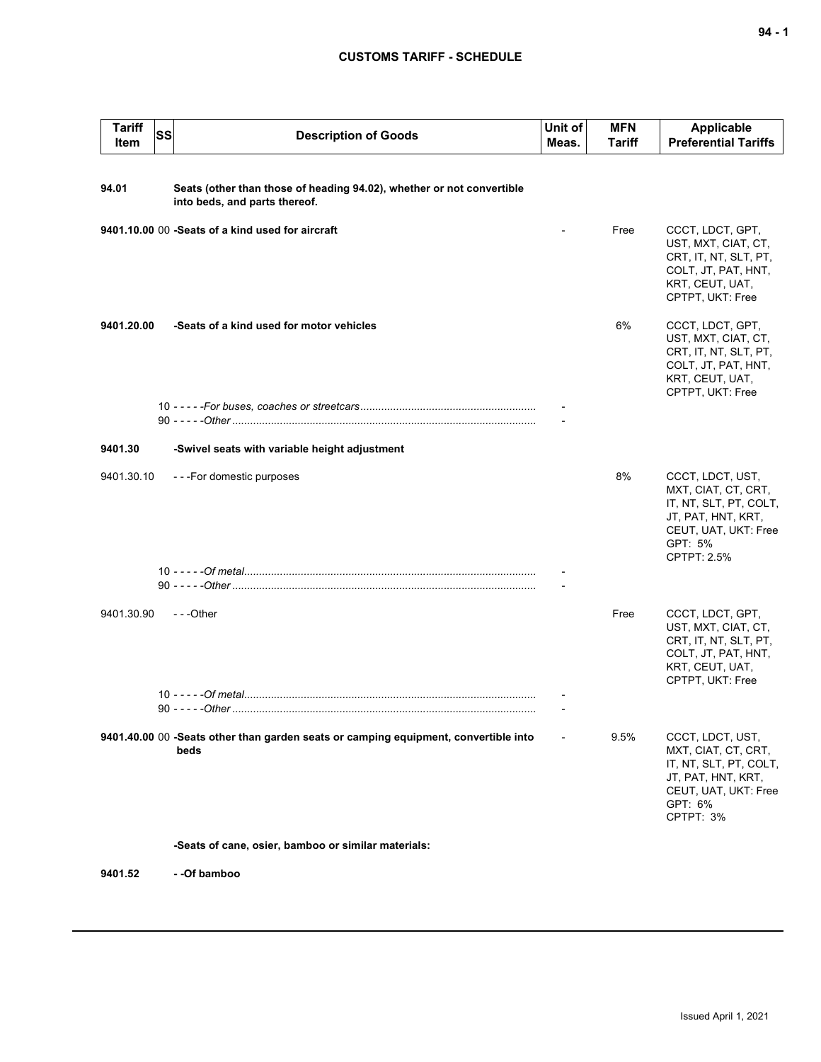| Tariff Item | SS | Description of Goods | Unit of Meas. | MFN Tariff | Applicable Preferential Tariffs |
|---|---|---|---|---|---|
| **94.01** | | **Seats (other than those of heading 94.02), whether or not convertible into beds, and parts thereof.** | | | |
| **9401.10.00** | 00 | **-Seats of a kind used for aircraft** | - | Free | CCCT, LDCT, GPT, UST, MXT, CIAT, CT, CRT, IT, NT, SLT, PT, COLT, JT, PAT, HNT, KRT, CEUT, UAT, CPTPT, UKT: Free |
| **9401.20.00** | | **-Seats of a kind used for motor vehicles** | | 6% | CCCT, LDCT, GPT, UST, MXT, CIAT, CT, CRT, IT, NT, SLT, PT, COLT, JT, PAT, HNT, KRT, CEUT, UAT, CPTPT, UKT: Free |
| | 10 | - - - - -*For buses, coaches or streetcars* | - | | |
| | 90 | - - - - -*Other* | - | | |
| **9401.30** | | **-Swivel seats with variable height adjustment** | | | |
| 9401.30.10 | | - - -For domestic purposes | | 8% | CCCT, LDCT, UST, MXT, CIAT, CT, CRT, IT, NT, SLT, PT, COLT, JT, PAT, HNT, KRT, CEUT, UAT, UKT: Free<br>GPT: 5%<br>CPTPT: 2.5% |
| | 10 | - - - - -*Of metal* | - | | |
| | 90 | - - - - -*Other* | - | | |
| 9401.30.90 | | - - -Other | | Free | CCCT, LDCT, GPT, UST, MXT, CIAT, CT, CRT, IT, NT, SLT, PT, COLT, JT, PAT, HNT, KRT, CEUT, UAT, CPTPT, UKT: Free |
| | 10 | - - - - -*Of metal* | - | | |
| | 90 | - - - - -*Other* | - | | |
| **9401.40.00** | 00 | **-Seats other than garden seats or camping equipment, convertible into beds** | - | 9.5% | CCCT, LDCT, UST, MXT, CIAT, CT, CRT, IT, NT, SLT, PT, COLT, JT, PAT, HNT, KRT, CEUT, UAT, UKT: Free<br>GPT: 6%<br>CPTPT: 3% |
| | | **-Seats of cane, osier, bamboo or similar materials:** | | | |
| **9401.52** | | **- -Of bamboo** | | | |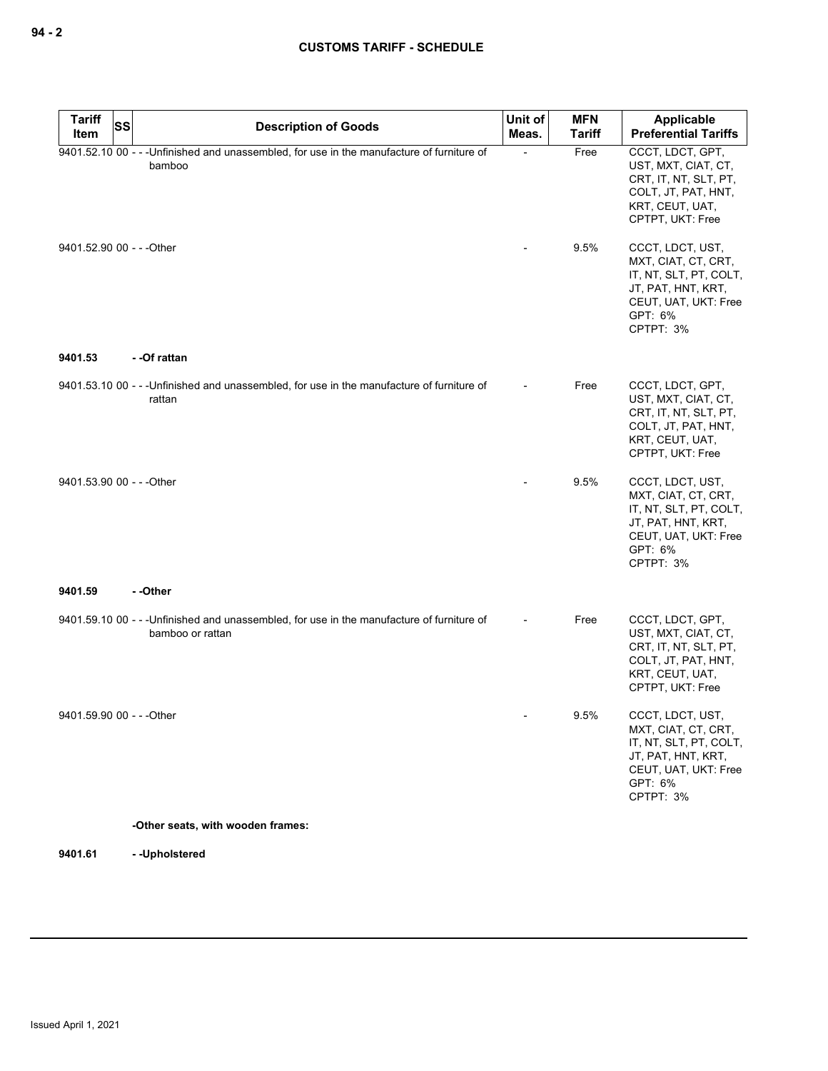| Tariff Item | SS | Description of Goods | Unit of Meas. | MFN Tariff | Applicable Preferential Tariffs |
|---|---|---|---|---|---|
| 9401.52.10 | 00 | - - -Unfinished and unassembled, for use in the manufacture of furniture of bamboo | - | Free | CCCT, LDCT, GPT, UST, MXT, CIAT, CT, CRT, IT, NT, SLT, PT, COLT, JT, PAT, HNT, KRT, CEUT, UAT, CPTPT, UKT: Free |
| 9401.52.90 | 00 | - - -Other | - | 9.5% | CCCT, LDCT, UST, MXT, CIAT, CT, CRT, IT, NT, SLT, PT, COLT, JT, PAT, HNT, KRT, CEUT, UAT, UKT: Free<br>GPT: 6%<br>CPTPT: 3% |
| **9401.53** | | **- -Of rattan** | | | |
| 9401.53.10 | 00 | - - -Unfinished and unassembled, for use in the manufacture of furniture of rattan | - | Free | CCCT, LDCT, GPT, UST, MXT, CIAT, CT, CRT, IT, NT, SLT, PT, COLT, JT, PAT, HNT, KRT, CEUT, UAT, CPTPT, UKT: Free |
| 9401.53.90 | 00 | - - -Other | - | 9.5% | CCCT, LDCT, UST, MXT, CIAT, CT, CRT, IT, NT, SLT, PT, COLT, JT, PAT, HNT, KRT, CEUT, UAT, UKT: Free<br>GPT: 6%<br>CPTPT: 3% |
| **9401.59** | | **- -Other** | | | |
| 9401.59.10 | 00 | - - -Unfinished and unassembled, for use in the manufacture of furniture of bamboo or rattan | - | Free | CCCT, LDCT, GPT, UST, MXT, CIAT, CT, CRT, IT, NT, SLT, PT, COLT, JT, PAT, HNT, KRT, CEUT, UAT, CPTPT, UKT: Free |
| 9401.59.90 | 00 | - - -Other | - | 9.5% | CCCT, LDCT, UST, MXT, CIAT, CT, CRT, IT, NT, SLT, PT, COLT, JT, PAT, HNT, KRT, CEUT, UAT, UKT: Free<br>GPT: 6%<br>CPTPT: 3% |
| | | **-Other seats, with wooden frames:** | | | |
| **9401.61** | | **- -Upholstered** | | | |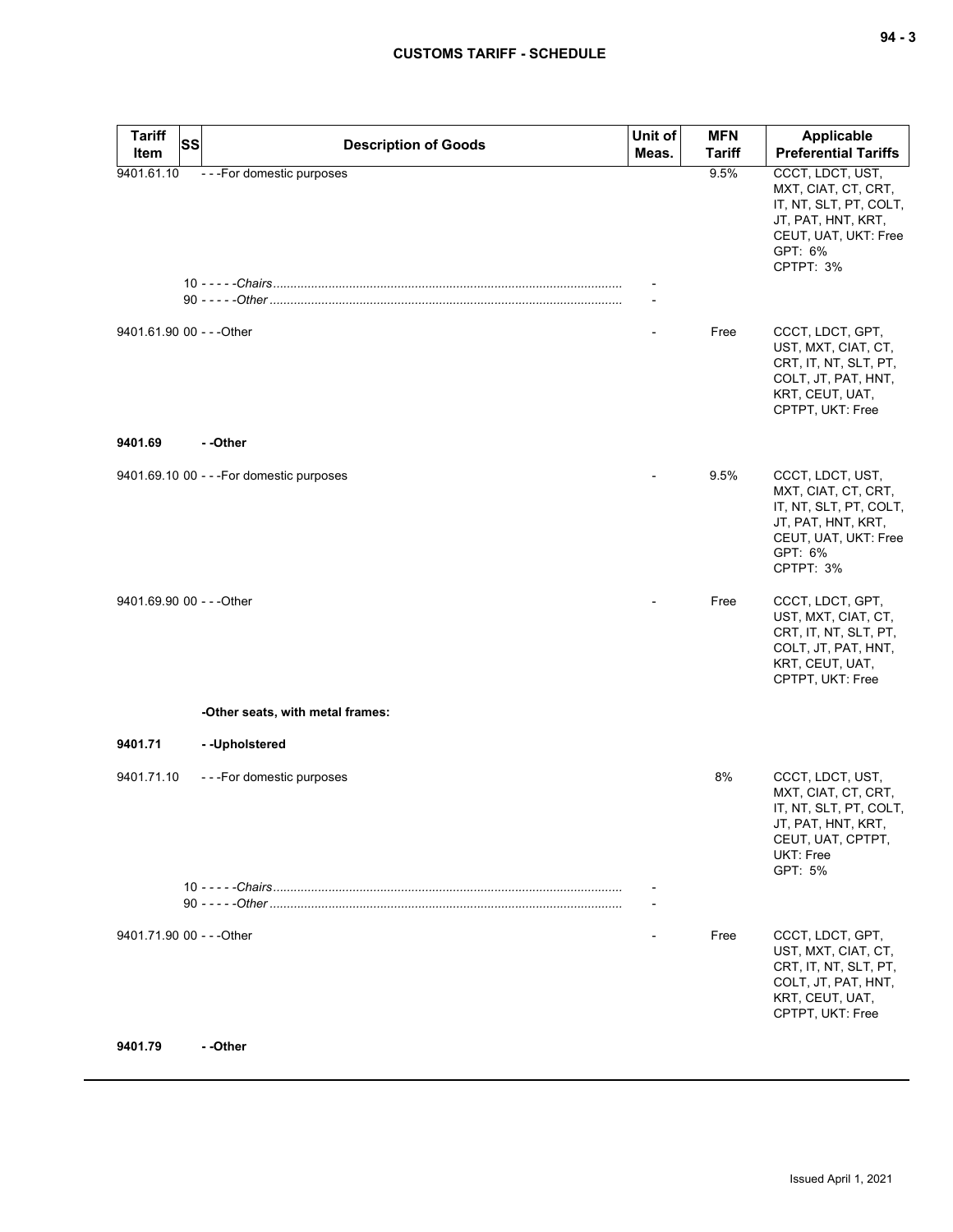| Tariff Item | SS | Description of Goods | Unit of Meas. | MFN Tariff | Applicable Preferential Tariffs |
|---|---|---|---|---|---|
| 9401.61.10 | | - - -For domestic purposes | | 9.5% | CCCT, LDCT, UST, MXT, CIAT, CT, CRT, IT, NT, SLT, PT, COLT, JT, PAT, HNT, KRT, CEUT, UAT, UKT: Free<br>GPT: 6%<br>CPTPT: 3% |
| | 10 | - - - - -*Chairs* | - | | |
| | 90 | - - - - -*Other* | - | | |
| 9401.61.90 | 00 | - - -Other | - | Free | CCCT, LDCT, GPT, UST, MXT, CIAT, CT, CRT, IT, NT, SLT, PT, COLT, JT, PAT, HNT, KRT, CEUT, UAT, CPTPT, UKT: Free |
| **9401.69** | | **- -Other** | | | |
| 9401.69.10 | 00 | - - -For domestic purposes | - | 9.5% | CCCT, LDCT, UST, MXT, CIAT, CT, CRT, IT, NT, SLT, PT, COLT, JT, PAT, HNT, KRT, CEUT, UAT, UKT: Free<br>GPT: 6%<br>CPTPT: 3% |
| 9401.69.90 | 00 | - - -Other | - | Free | CCCT, LDCT, GPT, UST, MXT, CIAT, CT, CRT, IT, NT, SLT, PT, COLT, JT, PAT, HNT, KRT, CEUT, UAT, CPTPT, UKT: Free |
| | | **-Other seats, with metal frames:** | | | |
| **9401.71** | | **- -Upholstered** | | | |
| 9401.71.10 | | - - -For domestic purposes | | 8% | CCCT, LDCT, UST, MXT, CIAT, CT, CRT, IT, NT, SLT, PT, COLT, JT, PAT, HNT, KRT, CEUT, UAT, CPTPT, UKT: Free<br>GPT: 5% |
| | 10 | - - - - -*Chairs* | - | | |
| | 90 | - - - - -*Other* | - | | |
| 9401.71.90 | 00 | - - -Other | - | Free | CCCT, LDCT, GPT, UST, MXT, CIAT, CT, CRT, IT, NT, SLT, PT, COLT, JT, PAT, HNT, KRT, CEUT, UAT, CPTPT, UKT: Free |
| **9401.79** | | **- -Other** | | | |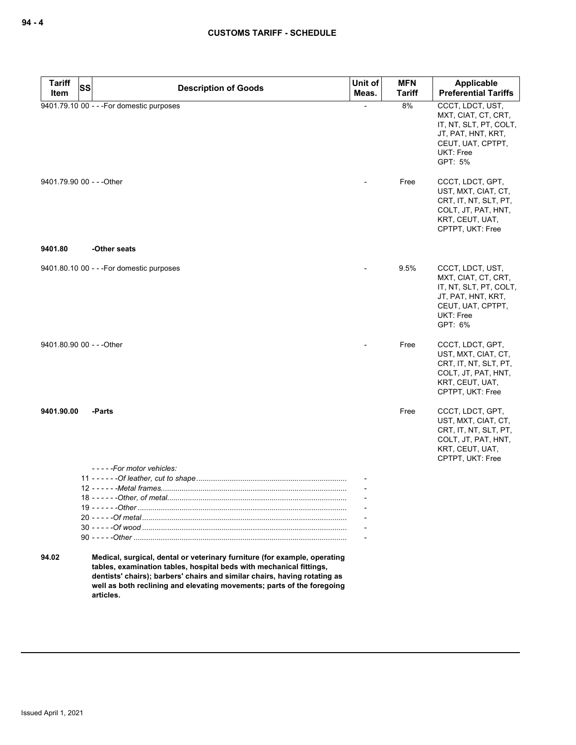| Tariff Item | SS | Description of Goods | Unit of Meas. | MFN Tariff | Applicable Preferential Tariffs |
|---|---|---|---|---|---|
| 9401.79.10 | 00 | - - -For domestic purposes | - | 8% | CCCT, LDCT, UST, MXT, CIAT, CT, CRT, IT, NT, SLT, PT, COLT, JT, PAT, HNT, KRT, CEUT, UAT, CPTPT, UKT: Free<br>GPT: 5% |
| 9401.79.90 | 00 | - - -Other | - | Free | CCCT, LDCT, GPT, UST, MXT, CIAT, CT, CRT, IT, NT, SLT, PT, COLT, JT, PAT, HNT, KRT, CEUT, UAT, CPTPT, UKT: Free |
| **9401.80** | | **-Other seats** | | | |
| 9401.80.10 | 00 | - - -For domestic purposes | - | 9.5% | CCCT, LDCT, UST, MXT, CIAT, CT, CRT, IT, NT, SLT, PT, COLT, JT, PAT, HNT, KRT, CEUT, UAT, CPTPT, UKT: Free<br>GPT: 6% |
| 9401.80.90 | 00 | - - -Other | - | Free | CCCT, LDCT, GPT, UST, MXT, CIAT, CT, CRT, IT, NT, SLT, PT, COLT, JT, PAT, HNT, KRT, CEUT, UAT, CPTPT, UKT: Free |
| **9401.90.00** | | **-Parts** | | Free | CCCT, LDCT, GPT, UST, MXT, CIAT, CT, CRT, IT, NT, SLT, PT, COLT, JT, PAT, HNT, KRT, CEUT, UAT, CPTPT, UKT: Free |
| | | - - - - -*For motor vehicles:* | | | |
| | 11 | - - - - - -*Of leather, cut to shape* | - | | |
| | 12 | - - - - - -*Metal frames* | - | | |
| | 18 | - - - - - -*Other, of metal* | - | | |
| | 19 | - - - - - -*Other* | - | | |
| | 20 | - - - - -*Of metal* | - | | |
| | 30 | - - - - -*Of wood* | - | | |
| | 90 | - - - - -*Other* | - | | |
| **94.02** | | **Medical, surgical, dental or veterinary furniture (for example, operating tables, examination tables, hospital beds with mechanical fittings, dentists' chairs); barbers' chairs and similar chairs, having rotating as well as both reclining and elevating movements; parts of the foregoing articles.** | | | |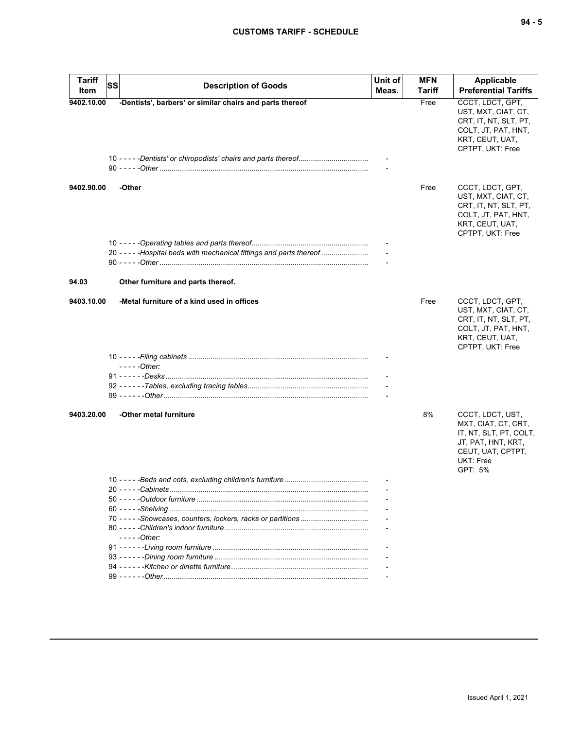| Tariff Item | SS | Description of Goods | Unit of Meas. | MFN Tariff | Applicable Preferential Tariffs |
|---|---|---|---|---|---|
| **9402.10.00** | | **-Dentists', barbers' or similar chairs and parts thereof** | | Free | CCCT, LDCT, GPT, UST, MXT, CIAT, CT, CRT, IT, NT, SLT, PT, COLT, JT, PAT, HNT, KRT, CEUT, UAT, CPTPT, UKT: Free |
| | | 10 - - - - -*Dentists' or chiropodists' chairs and parts thereof* | - | | |
| | | 90 - - - - -*Other* | - | | |
| **9402.90.00** | | **-Other** | | Free | CCCT, LDCT, GPT, UST, MXT, CIAT, CT, CRT, IT, NT, SLT, PT, COLT, JT, PAT, HNT, KRT, CEUT, UAT, CPTPT, UKT: Free |
| | | 10 - - - - -*Operating tables and parts thereof* | - | | |
| | | 20 - - - - -*Hospital beds with mechanical fittings and parts thereof* | - | | |
| | | 90 - - - - -*Other* | - | | |
| **94.03** | | **Other furniture and parts thereof.** | | | |
| **9403.10.00** | | **-Metal furniture of a kind used in offices** | | Free | CCCT, LDCT, GPT, UST, MXT, CIAT, CT, CRT, IT, NT, SLT, PT, COLT, JT, PAT, HNT, KRT, CEUT, UAT, CPTPT, UKT: Free |
| | | 10 - - - - -*Filing cabinets* | - | | |
| | | - - - - -*Other:* | | | |
| | | 91 - - - - - -*Desks* | - | | |
| | | 92 - - - - - -*Tables, excluding tracing tables* | - | | |
| | | 99 - - - - - -*Other* | - | | |
| **9403.20.00** | | **-Other metal furniture** | | 8% | CCCT, LDCT, UST, MXT, CIAT, CT, CRT, IT, NT, SLT, PT, COLT, JT, PAT, HNT, KRT, CEUT, UAT, CPTPT, UKT: Free<br>GPT: 5% |
| | | 10 - - - - -*Beds and cots, excluding children's furniture* | - | | |
| | | 20 - - - - -*Cabinets* | - | | |
| | | 50 - - - - -*Outdoor furniture* | - | | |
| | | 60 - - - - -*Shelving* | - | | |
| | | 70 - - - - -*Showcases, counters, lockers, racks or partitions* | - | | |
| | | 80 - - - - -*Children's indoor furniture* | - | | |
| | | - - - - -*Other:* | | | |
| | | 91 - - - - - -*Living room furniture* | - | | |
| | | 93 - - - - - -*Dining room furniture* | - | | |
| | | 94 - - - - - -*Kitchen or dinette furniture* | - | | |
| | | 99 - - - - - -*Other* | - | | |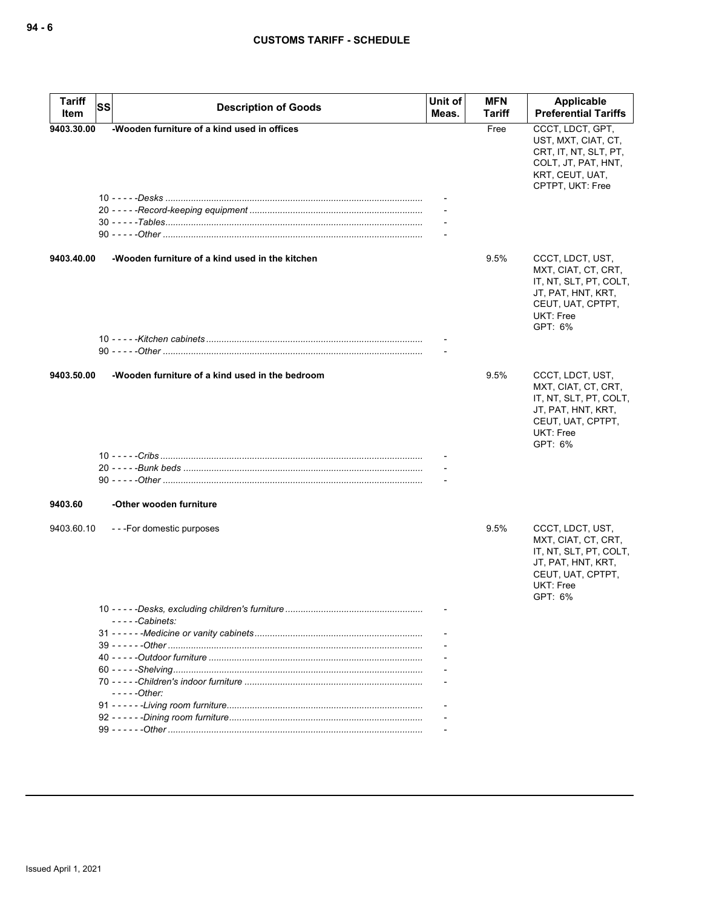| Tariff Item | SS | Description of Goods | Unit of Meas. | MFN Tariff | Applicable Preferential Tariffs |
|---|---|---|---|---|---|
| **9403.30.00** | | **-Wooden furniture of a kind used in offices** | | Free | CCCT, LDCT, GPT, UST, MXT, CIAT, CT, CRT, IT, NT, SLT, PT, COLT, JT, PAT, HNT, KRT, CEUT, UAT, CPTPT, UKT: Free |
| | | 10 - - - - -*Desks* | - | | |
| | | 20 - - - - -*Record-keeping equipment* | - | | |
| | | 30 - - - - -*Tables* | - | | |
| | | 90 - - - - -*Other* | - | | |
| **9403.40.00** | | **-Wooden furniture of a kind used in the kitchen** | | 9.5% | CCCT, LDCT, UST, MXT, CIAT, CT, CRT, IT, NT, SLT, PT, COLT, JT, PAT, HNT, KRT, CEUT, UAT, CPTPT, UKT: Free GPT: 6% |
| | | 10 - - - - -*Kitchen cabinets* | - | | |
| | | 90 - - - - -*Other* | - | | |
| **9403.50.00** | | **-Wooden furniture of a kind used in the bedroom** | | 9.5% | CCCT, LDCT, UST, MXT, CIAT, CT, CRT, IT, NT, SLT, PT, COLT, JT, PAT, HNT, KRT, CEUT, UAT, CPTPT, UKT: Free GPT: 6% |
| | | 10 - - - - -*Cribs* | - | | |
| | | 20 - - - - -*Bunk beds* | - | | |
| | | 90 - - - - -*Other* | - | | |
| **9403.60** | | **-Other wooden furniture** | | | |
| 9403.60.10 | | - - -For domestic purposes | | 9.5% | CCCT, LDCT, UST, MXT, CIAT, CT, CRT, IT, NT, SLT, PT, COLT, JT, PAT, HNT, KRT, CEUT, UAT, CPTPT, UKT: Free GPT: 6% |
| | | 10 - - - - -*Desks, excluding children's furniture* | - | | |
| | | - - - - -*Cabinets:* | | | |
| | | 31 - - - - - -*Medicine or vanity cabinets* | - | | |
| | | 39 - - - - - -*Other* | - | | |
| | | 40 - - - - -*Outdoor furniture* | - | | |
| | | 60 - - - - -*Shelving* | - | | |
| | | 70 - - - - -*Children's indoor furniture* | - | | |
| | | - - - - -*Other:* | | | |
| | | 91 - - - - - -*Living room furniture* | - | | |
| | | 92 - - - - - -*Dining room furniture* | - | | |
| | | 99 - - - - - -*Other* | - | | |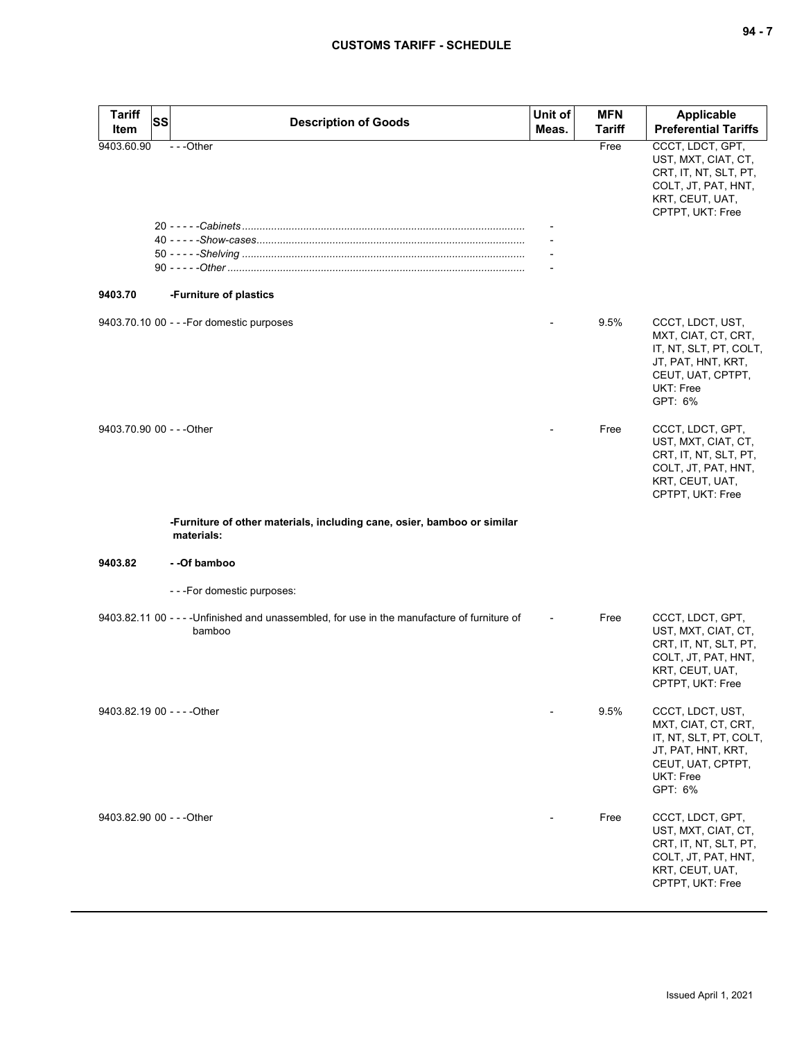| Tariff Item | SS | Description of Goods | Unit of Meas. | MFN Tariff | Applicable Preferential Tariffs |
|---|---|---|---|---|---|
| 9403.60.90 | | - - -Other | | Free | CCCT, LDCT, GPT, UST, MXT, CIAT, CT, CRT, IT, NT, SLT, PT, COLT, JT, PAT, HNT, KRT, CEUT, UAT, CPTPT, UKT: Free |
| | | 20 - - - - -*Cabinets* | - | | |
| | | 40 - - - - -*Show-cases* | - | | |
| | | 50 - - - - -*Shelving* | - | | |
| | | 90 - - - - -*Other* | - | | |
| **9403.70** | | **-Furniture of plastics** | | | |
| 9403.70.10 | 00 | - - -For domestic purposes | - | 9.5% | CCCT, LDCT, UST, MXT, CIAT, CT, CRT, IT, NT, SLT, PT, COLT, JT, PAT, HNT, KRT, CEUT, UAT, CPTPT, UKT: Free<br>GPT: 6% |
| 9403.70.90 | 00 | - - -Other | - | Free | CCCT, LDCT, GPT, UST, MXT, CIAT, CT, CRT, IT, NT, SLT, PT, COLT, JT, PAT, HNT, KRT, CEUT, UAT, CPTPT, UKT: Free |
| | | **-Furniture of other materials, including cane, osier, bamboo or similar materials:** | | | |
| **9403.82** | | **- -Of bamboo** | | | |
| | | - - -For domestic purposes: | | | |
| 9403.82.11 | 00 | - - - -Unfinished and unassembled, for use in the manufacture of furniture of bamboo | - | Free | CCCT, LDCT, GPT, UST, MXT, CIAT, CT, CRT, IT, NT, SLT, PT, COLT, JT, PAT, HNT, KRT, CEUT, UAT, CPTPT, UKT: Free |
| 9403.82.19 | 00 | - - - -Other | - | 9.5% | CCCT, LDCT, UST, MXT, CIAT, CT, CRT, IT, NT, SLT, PT, COLT, JT, PAT, HNT, KRT, CEUT, UAT, CPTPT, UKT: Free<br>GPT: 6% |
| 9403.82.90 | 00 | - - -Other | - | Free | CCCT, LDCT, GPT, UST, MXT, CIAT, CT, CRT, IT, NT, SLT, PT, COLT, JT, PAT, HNT, KRT, CEUT, UAT, CPTPT, UKT: Free |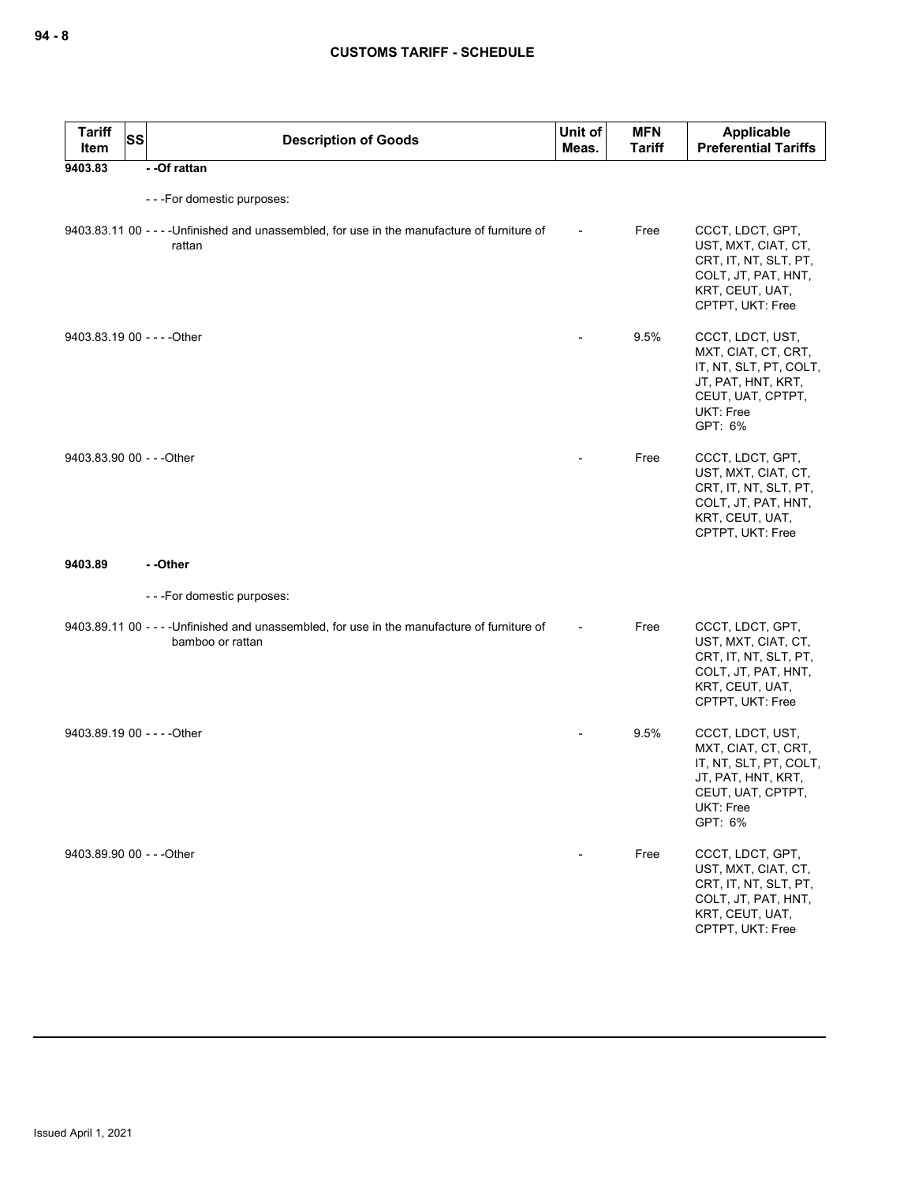| Tariff Item | SS | Description of Goods | Unit of Meas. | MFN Tariff | Applicable Preferential Tariffs |
|---|---|---|---|---|---|
| **9403.83** | | **- -Of rattan** | | | |
| | | - - -For domestic purposes: | | | |
| 9403.83.11 | 00 | - - - -Unfinished and unassembled, for use in the manufacture of furniture of rattan | - | Free | CCCT, LDCT, GPT, UST, MXT, CIAT, CT, CRT, IT, NT, SLT, PT, COLT, JT, PAT, HNT, KRT, CEUT, UAT, CPTPT, UKT: Free |
| 9403.83.19 | 00 | - - - -Other | - | 9.5% | CCCT, LDCT, UST, MXT, CIAT, CT, CRT, IT, NT, SLT, PT, COLT, JT, PAT, HNT, KRT, CEUT, UAT, CPTPT, UKT: Free<br>GPT: 6% |
| 9403.83.90 | 00 | - - -Other | - | Free | CCCT, LDCT, GPT, UST, MXT, CIAT, CT, CRT, IT, NT, SLT, PT, COLT, JT, PAT, HNT, KRT, CEUT, UAT, CPTPT, UKT: Free |
| **9403.89** | | **- -Other** | | | |
| | | - - -For domestic purposes: | | | |
| 9403.89.11 | 00 | - - - -Unfinished and unassembled, for use in the manufacture of furniture of bamboo or rattan | - | Free | CCCT, LDCT, GPT, UST, MXT, CIAT, CT, CRT, IT, NT, SLT, PT, COLT, JT, PAT, HNT, KRT, CEUT, UAT, CPTPT, UKT: Free |
| 9403.89.19 | 00 | - - - -Other | - | 9.5% | CCCT, LDCT, UST, MXT, CIAT, CT, CRT, IT, NT, SLT, PT, COLT, JT, PAT, HNT, KRT, CEUT, UAT, CPTPT, UKT: Free<br>GPT: 6% |
| 9403.89.90 | 00 | - - -Other | - | Free | CCCT, LDCT, GPT, UST, MXT, CIAT, CT, CRT, IT, NT, SLT, PT, COLT, JT, PAT, HNT, KRT, CEUT, UAT, CPTPT, UKT: Free |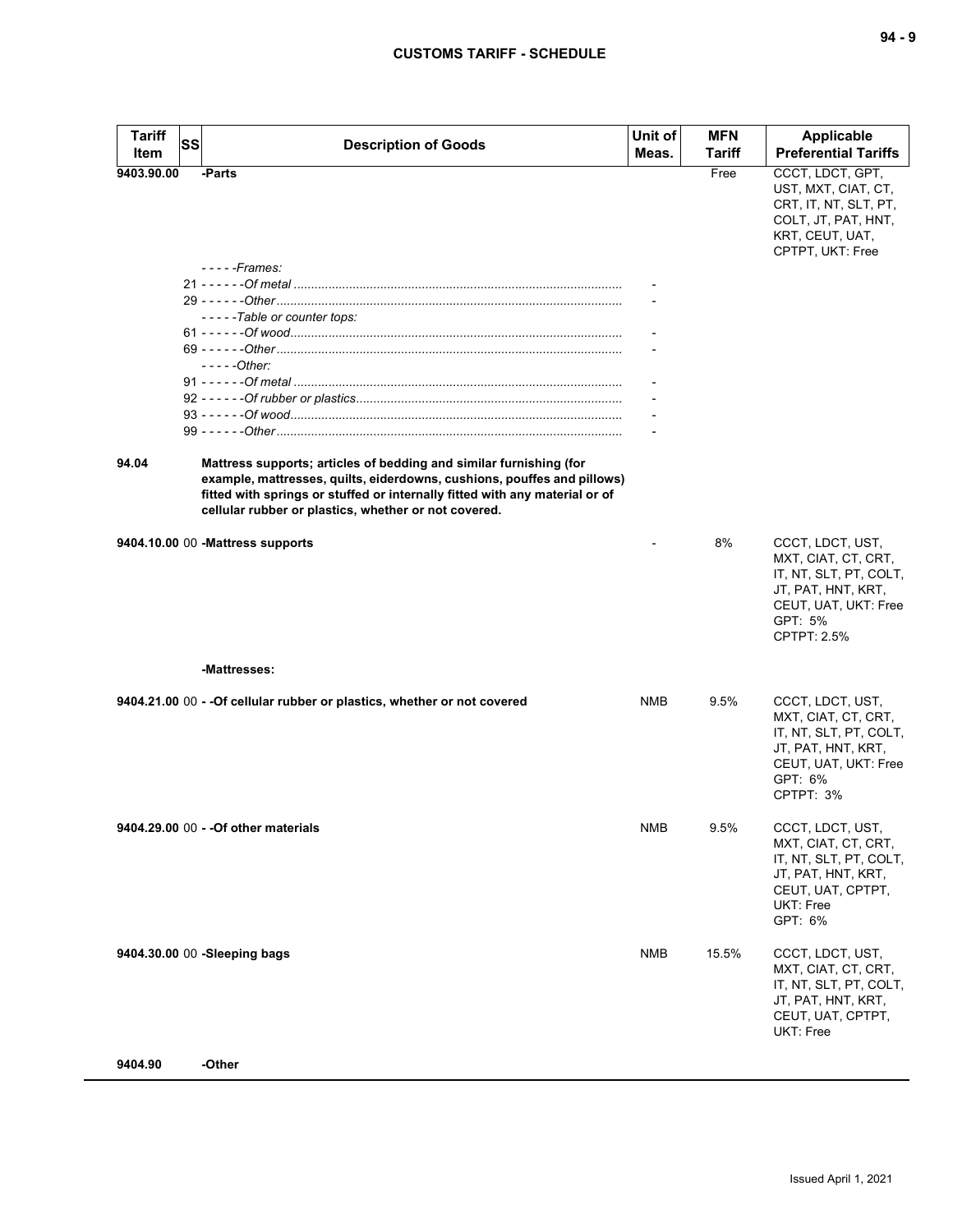| Tariff Item | SS | Description of Goods | Unit of Meas. | MFN Tariff | Applicable Preferential Tariffs |
|---|---|---|---|---|---|
| 9403.90.00 | | -Parts | | Free | CCCT, LDCT, GPT, UST, MXT, CIAT, CT, CRT, IT, NT, SLT, PT, COLT, JT, PAT, HNT, KRT, CEUT, UAT, CPTPT, UKT: Free |
| | | - - - - -*Frames:* | | | |
| | 21 | - - - - - -*Of metal* | - | | |
| | 29 | - - - - - -*Other* | - | | |
| | | - - - - -*Table or counter tops:* | | | |
| | 61 | - - - - - -*Of wood* | - | | |
| | 69 | - - - - - -*Other* | - | | |
| | | - - - - -*Other:* | | | |
| | 91 | - - - - - -*Of metal* | - | | |
| | 92 | - - - - - -*Of rubber or plastics* | - | | |
| | 93 | - - - - - -*Of wood* | - | | |
| | 99 | - - - - - -*Other* | - | | |
| 94.04 | | **Mattress supports; articles of bedding and similar furnishing (for example, mattresses, quilts, eiderdowns, cushions, pouffes and pillows) fitted with springs or stuffed or internally fitted with any material or of cellular rubber or plastics, whether or not covered.** | | | |
| 9404.10.00 | 00 | **-Mattress supports** | - | 8% | CCCT, LDCT, UST, MXT, CIAT, CT, CRT, IT, NT, SLT, PT, COLT, JT, PAT, HNT, KRT, CEUT, UAT, UKT: Free<br>GPT: 5%<br>CPTPT: 2.5% |
| | | **-Mattresses:** | | | |
| 9404.21.00 | 00 | **- -Of cellular rubber or plastics, whether or not covered** | NMB | 9.5% | CCCT, LDCT, UST, MXT, CIAT, CT, CRT, IT, NT, SLT, PT, COLT, JT, PAT, HNT, KRT, CEUT, UAT, UKT: Free<br>GPT: 6%<br>CPTPT: 3% |
| 9404.29.00 | 00 | **- -Of other materials** | NMB | 9.5% | CCCT, LDCT, UST, MXT, CIAT, CT, CRT, IT, NT, SLT, PT, COLT, JT, PAT, HNT, KRT, CEUT, UAT, CPTPT, UKT: Free<br>GPT: 6% |
| 9404.30.00 | 00 | **-Sleeping bags** | NMB | 15.5% | CCCT, LDCT, UST, MXT, CIAT, CT, CRT, IT, NT, SLT, PT, COLT, JT, PAT, HNT, KRT, CEUT, UAT, CPTPT, UKT: Free |
| 9404.90 | | **-Other** | | | |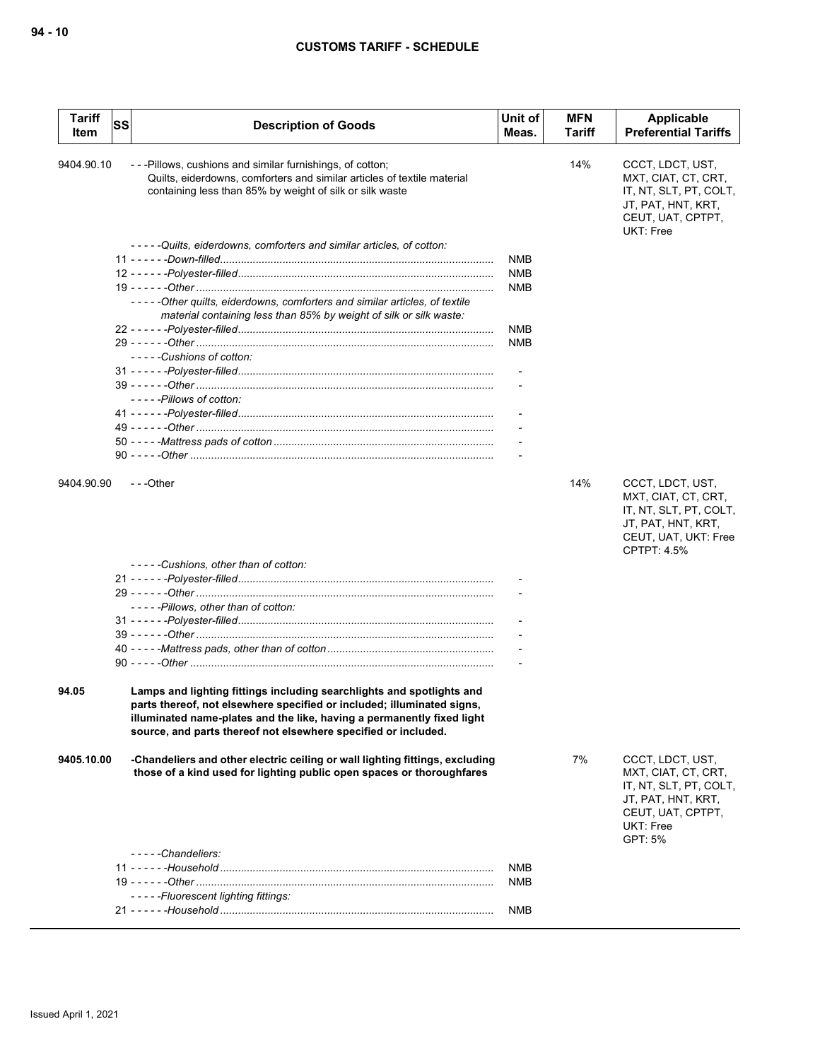| Tariff Item | SS | Description of Goods | Unit of Meas. | MFN Tariff | Applicable Preferential Tariffs |
|---|---|---|---|---|---|
| 9404.90.10 | | ---Pillows, cushions and similar furnishings, of cotton; Quilts, eiderdowns, comforters and similar articles of textile material containing less than 85% by weight of silk or silk waste | | 14% | CCCT, LDCT, UST, MXT, CIAT, CT, CRT, IT, NT, SLT, PT, COLT, JT, PAT, HNT, KRT, CEUT, UAT, CPTPT, UKT: Free |
| | | -----*Quilts, eiderdowns, comforters and similar articles, of cotton:* | | | |
| | | 11 ------*Down-filled* | NMB | | |
| | | 12 ------*Polyester-filled* | NMB | | |
| | | 19 ------*Other* | NMB | | |
| | | -----*Other quilts, eiderdowns, comforters and similar articles, of textile material containing less than 85% by weight of silk or silk waste:* | | | |
| | | 22 ------*Polyester-filled* | NMB | | |
| | | 29 ------*Other* | NMB | | |
| | | -----*Cushions of cotton:* | | | |
| | | 31 ------*Polyester-filled* | - | | |
| | | 39 ------*Other* | - | | |
| | | -----*Pillows of cotton:* | | | |
| | | 41 ------*Polyester-filled* | - | | |
| | | 49 ------*Other* | - | | |
| | | 50 -----*Mattress pads of cotton* | - | | |
| | | 90 -----*Other* | - | | |
| 9404.90.90 | | ---Other | | 14% | CCCT, LDCT, UST, MXT, CIAT, CT, CRT, IT, NT, SLT, PT, COLT, JT, PAT, HNT, KRT, CEUT, UAT, UKT: Free<br>CPTPT: 4.5% |
| | | -----*Cushions, other than of cotton:* | | | |
| | | 21 ------*Polyester-filled* | - | | |
| | | 29 ------*Other* | - | | |
| | | -----*Pillows, other than of cotton:* | | | |
| | | 31 ------*Polyester-filled* | - | | |
| | | 39 ------*Other* | - | | |
| | | 40 -----*Mattress pads, other than of cotton* | - | | |
| | | 90 -----*Other* | - | | |
| **94.05** | | **Lamps and lighting fittings including searchlights and spotlights and parts thereof, not elsewhere specified or included; illuminated signs, illuminated name-plates and the like, having a permanently fixed light source, and parts thereof not elsewhere specified or included.** | | | |
| **9405.10.00** | | **-Chandeliers and other electric ceiling or wall lighting fittings, excluding those of a kind used for lighting public open spaces or thoroughfares** | | 7% | CCCT, LDCT, UST, MXT, CIAT, CT, CRT, IT, NT, SLT, PT, COLT, JT, PAT, HNT, KRT, CEUT, UAT, CPTPT, UKT: Free<br>GPT: 5% |
| | | -----*Chandeliers:* | | | |
| | | 11 ------*Household* | NMB | | |
| | | 19 ------*Other* | NMB | | |
| | | -----*Fluorescent lighting fittings:* | | | |
| | | 21 ------*Household* | NMB | | |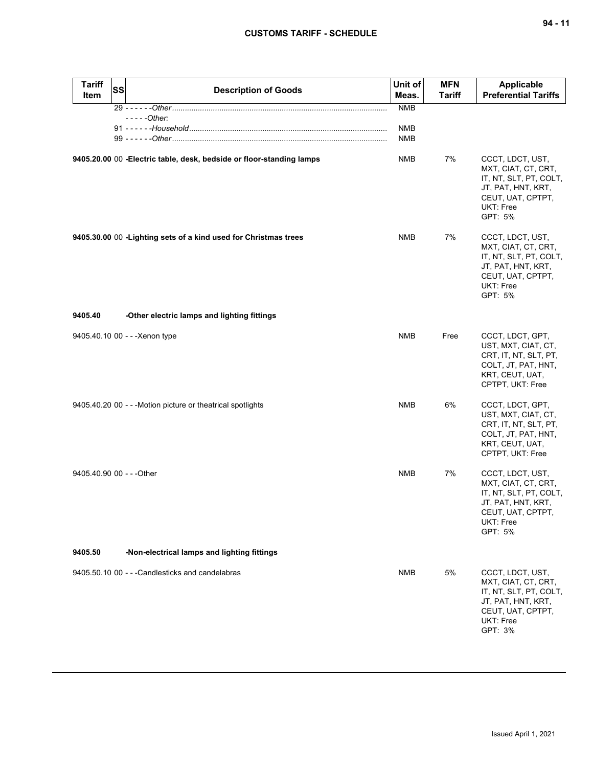| Tariff Item | SS | Description of Goods | Unit of Meas. | MFN Tariff | Applicable Preferential Tariffs |
|---|---|---|---|---|---|
| | | 29 - - - - - -*Other* | NMB | | |
| | | - - - - -*Other:* | | | |
| | | 91 - - - - - -*Household* | NMB | | |
| | | 99 - - - - - -*Other* | NMB | | |
| **9405.20.00** | 00 | **-Electric table, desk, bedside or floor-standing lamps** | NMB | 7% | CCCT, LDCT, UST, MXT, CIAT, CT, CRT, IT, NT, SLT, PT, COLT, JT, PAT, HNT, KRT, CEUT, UAT, CPTPT, UKT: Free<br>GPT: 5% |
| **9405.30.00** | 00 | **-Lighting sets of a kind used for Christmas trees** | NMB | 7% | CCCT, LDCT, UST, MXT, CIAT, CT, CRT, IT, NT, SLT, PT, COLT, JT, PAT, HNT, KRT, CEUT, UAT, CPTPT, UKT: Free<br>GPT: 5% |
| **9405.40** | | **-Other electric lamps and lighting fittings** | | | |
| 9405.40.10 | 00 | - - -Xenon type | NMB | Free | CCCT, LDCT, GPT, UST, MXT, CIAT, CT, CRT, IT, NT, SLT, PT, COLT, JT, PAT, HNT, KRT, CEUT, UAT, CPTPT, UKT: Free |
| 9405.40.20 | 00 | - - -Motion picture or theatrical spotlights | NMB | 6% | CCCT, LDCT, GPT, UST, MXT, CIAT, CT, CRT, IT, NT, SLT, PT, COLT, JT, PAT, HNT, KRT, CEUT, UAT, CPTPT, UKT: Free |
| 9405.40.90 | 00 | - - -Other | NMB | 7% | CCCT, LDCT, UST, MXT, CIAT, CT, CRT, IT, NT, SLT, PT, COLT, JT, PAT, HNT, KRT, CEUT, UAT, CPTPT, UKT: Free<br>GPT: 5% |
| **9405.50** | | **-Non-electrical lamps and lighting fittings** | | | |
| 9405.50.10 | 00 | - - -Candlesticks and candelabras | NMB | 5% | CCCT, LDCT, UST, MXT, CIAT, CT, CRT, IT, NT, SLT, PT, COLT, JT, PAT, HNT, KRT, CEUT, UAT, CPTPT, UKT: Free<br>GPT: 3% |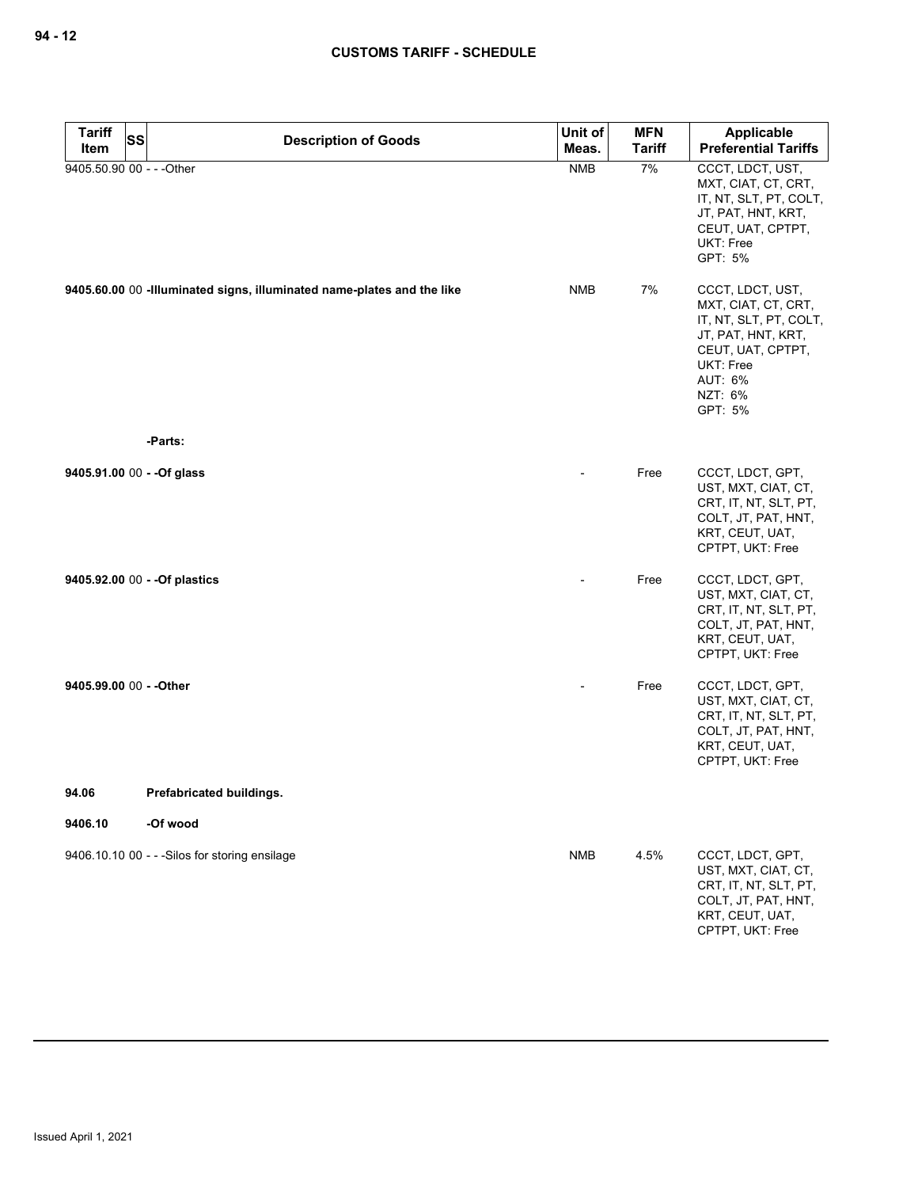| Tariff Item | SS | Description of Goods | Unit of Meas. | MFN Tariff | Applicable Preferential Tariffs |
|---|---|---|---|---|---|
| 9405.50.90 | 00 | - - -Other | NMB | 7% | CCCT, LDCT, UST, MXT, CIAT, CT, CRT, IT, NT, SLT, PT, COLT, JT, PAT, HNT, KRT, CEUT, UAT, CPTPT, UKT: Free<br>GPT: 5% |
| **9405.60.00** | 00 | **-Illuminated signs, illuminated name-plates and the like** | NMB | 7% | CCCT, LDCT, UST, MXT, CIAT, CT, CRT, IT, NT, SLT, PT, COLT, JT, PAT, HNT, KRT, CEUT, UAT, CPTPT, UKT: Free<br>AUT: 6%<br>NZT: 6%<br>GPT: 5% |
| | | **-Parts:** | | | |
| **9405.91.00** | 00 | **- -Of glass** | - | Free | CCCT, LDCT, GPT, UST, MXT, CIAT, CT, CRT, IT, NT, SLT, PT, COLT, JT, PAT, HNT, KRT, CEUT, UAT, CPTPT, UKT: Free |
| **9405.92.00** | 00 | **- -Of plastics** | - | Free | CCCT, LDCT, GPT, UST, MXT, CIAT, CT, CRT, IT, NT, SLT, PT, COLT, JT, PAT, HNT, KRT, CEUT, UAT, CPTPT, UKT: Free |
| **9405.99.00** | 00 | **- -Other** | - | Free | CCCT, LDCT, GPT, UST, MXT, CIAT, CT, CRT, IT, NT, SLT, PT, COLT, JT, PAT, HNT, KRT, CEUT, UAT, CPTPT, UKT: Free |
| **94.06** | | **Prefabricated buildings.** | | | |
| **9406.10** | | **-Of wood** | | | |
| 9406.10.10 | 00 | - - -Silos for storing ensilage | NMB | 4.5% | CCCT, LDCT, GPT, UST, MXT, CIAT, CT, CRT, IT, NT, SLT, PT, COLT, JT, PAT, HNT, KRT, CEUT, UAT, CPTPT, UKT: Free |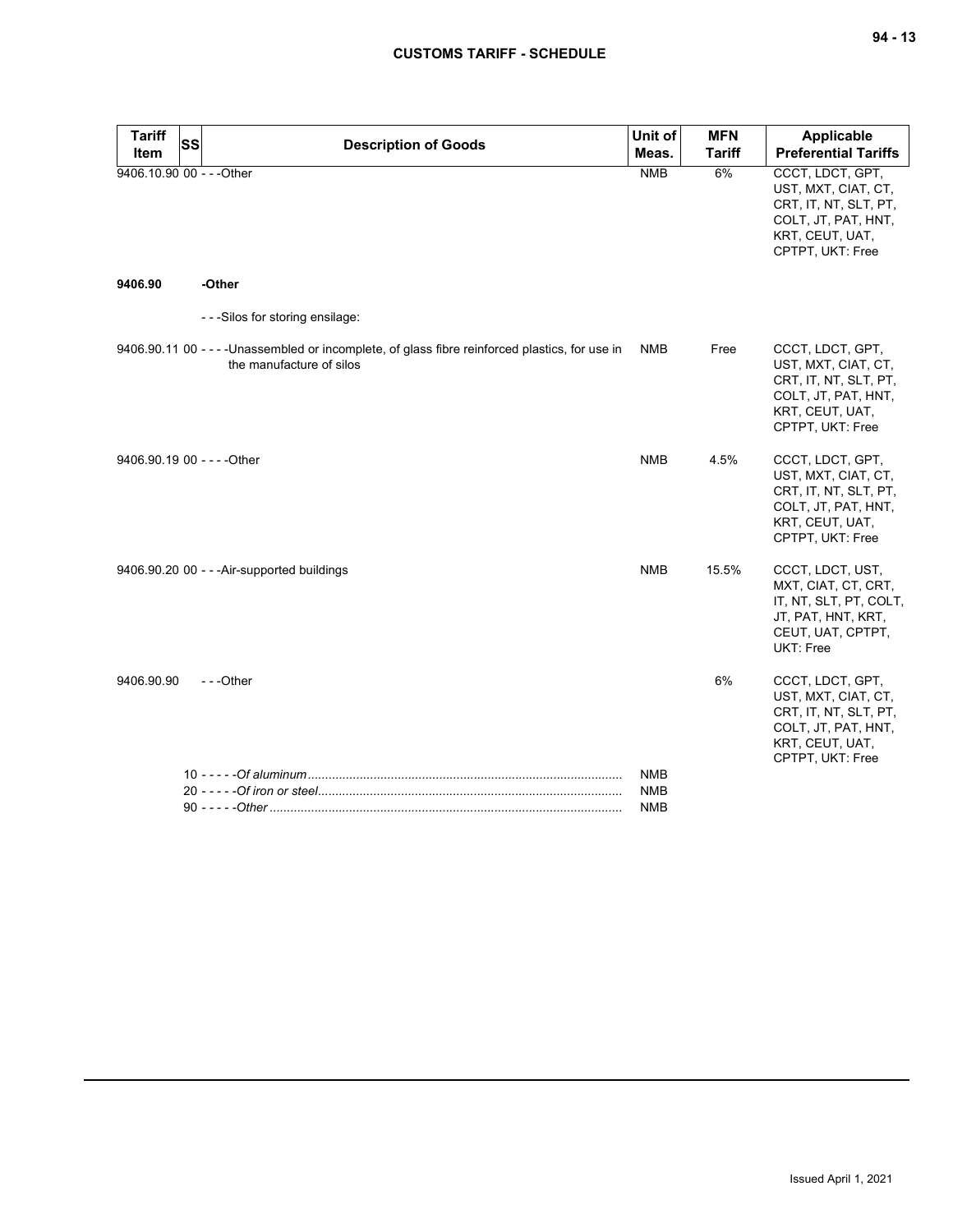| Tariff Item | SS | Description of Goods | Unit of Meas. | MFN Tariff | Applicable Preferential Tariffs |
|---|---|---|---|---|---|
| 9406.10.90 | 00 | - - -Other | NMB | 6% | CCCT, LDCT, GPT, UST, MXT, CIAT, CT, CRT, IT, NT, SLT, PT, COLT, JT, PAT, HNT, KRT, CEUT, UAT, CPTPT, UKT: Free |
| **9406.90** | | **-Other** | | | |
| | | - - -Silos for storing ensilage: | | | |
| 9406.90.11 | 00 | - - - -Unassembled or incomplete, of glass fibre reinforced plastics, for use in the manufacture of silos | NMB | Free | CCCT, LDCT, GPT, UST, MXT, CIAT, CT, CRT, IT, NT, SLT, PT, COLT, JT, PAT, HNT, KRT, CEUT, UAT, CPTPT, UKT: Free |
| 9406.90.19 | 00 | - - - -Other | NMB | 4.5% | CCCT, LDCT, GPT, UST, MXT, CIAT, CT, CRT, IT, NT, SLT, PT, COLT, JT, PAT, HNT, KRT, CEUT, UAT, CPTPT, UKT: Free |
| 9406.90.20 | 00 | - - -Air-supported buildings | NMB | 15.5% | CCCT, LDCT, UST, MXT, CIAT, CT, CRT, IT, NT, SLT, PT, COLT, JT, PAT, HNT, KRT, CEUT, UAT, CPTPT, UKT: Free |
| 9406.90.90 | | - - -Other | | 6% | CCCT, LDCT, GPT, UST, MXT, CIAT, CT, CRT, IT, NT, SLT, PT, COLT, JT, PAT, HNT, KRT, CEUT, UAT, CPTPT, UKT: Free |
| | 10 | - - - - -*Of aluminum* | NMB | | |
| | 20 | - - - - -*Of iron or steel* | NMB | | |
| | 90 | - - - - -*Other* | NMB | | |